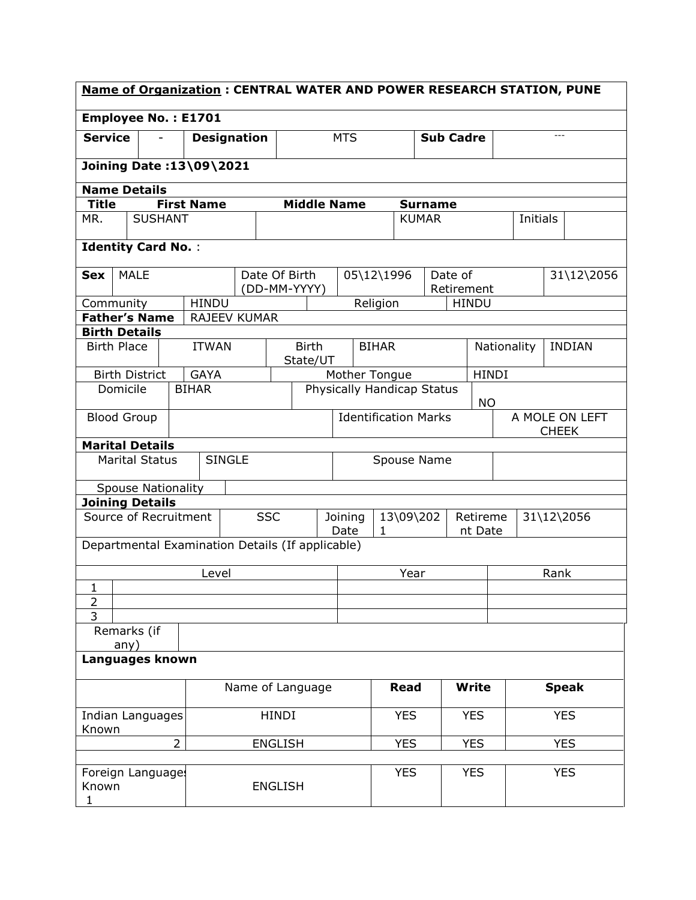**Name of Organization : CENTRAL WATER AND POWER RESEARCH STATION, PUNE**

**Employee No. : E1701**

| **Service** | - | **Designation** | MTS | **Sub Cadre** | --- |
|---|---|---|---|---|---|

**Joining Date :13\09\2021**

**Name Details**

| **Title** | **First Name** | **Middle Name** | **Surname** | | |
|---|---|---|---|---|---|
| MR. | SUSHANT | | KUMAR | Initials | |

**Identity Card No.** :

| **Sex** | MALE | Date Of Birth (DD-MM-YYYY) | 05\12\1996 | Date of Retirement | 31\12\2056 |
|---|---|---|---|---|---|
| Community | HINDU | | Religion | HINDU | |
| **Father's Name** | RAJEEV KUMAR | | | | |

**Birth Details**

| Birth Place | ITWAN | Birth State/UT | BIHAR | Nationality | INDIAN |
|---|---|---|---|---|---|
| Birth District | GAYA | Mother Tongue | HINDI | | |
| Domicile | BIHAR | Physically Handicap Status | NO | | |
| Blood Group | | Identification Marks | A MOLE ON LEFT CHEEK | | |

**Marital Details**

| Marital Status | SINGLE | Spouse Name | |
|---|---|---|---|
| Spouse Nationality | | | |

**Joining Details**

| Source of Recruitment | SSC | Joining Date | 13\09\2021 | Retirement Date | 31\12\2056 |
|---|---|---|---|---|---|

Departmental Examination Details (If applicable)

| | Level | Year | Rank |
|---|---|---|---|
| 1 | | | |
| 2 | | | |
| 3 | | | |

| Remarks (if any) | |
|---|---|

**Languages known**

| | Name of Language | **Read** | **Write** | **Speak** |
|---|---|---|---|---|
| Indian Languages Known | HINDI | YES | YES | YES |
| 2 | ENGLISH | YES | YES | YES |
| | | | | |
| Foreign Languages Known 1 | ENGLISH | YES | YES | YES |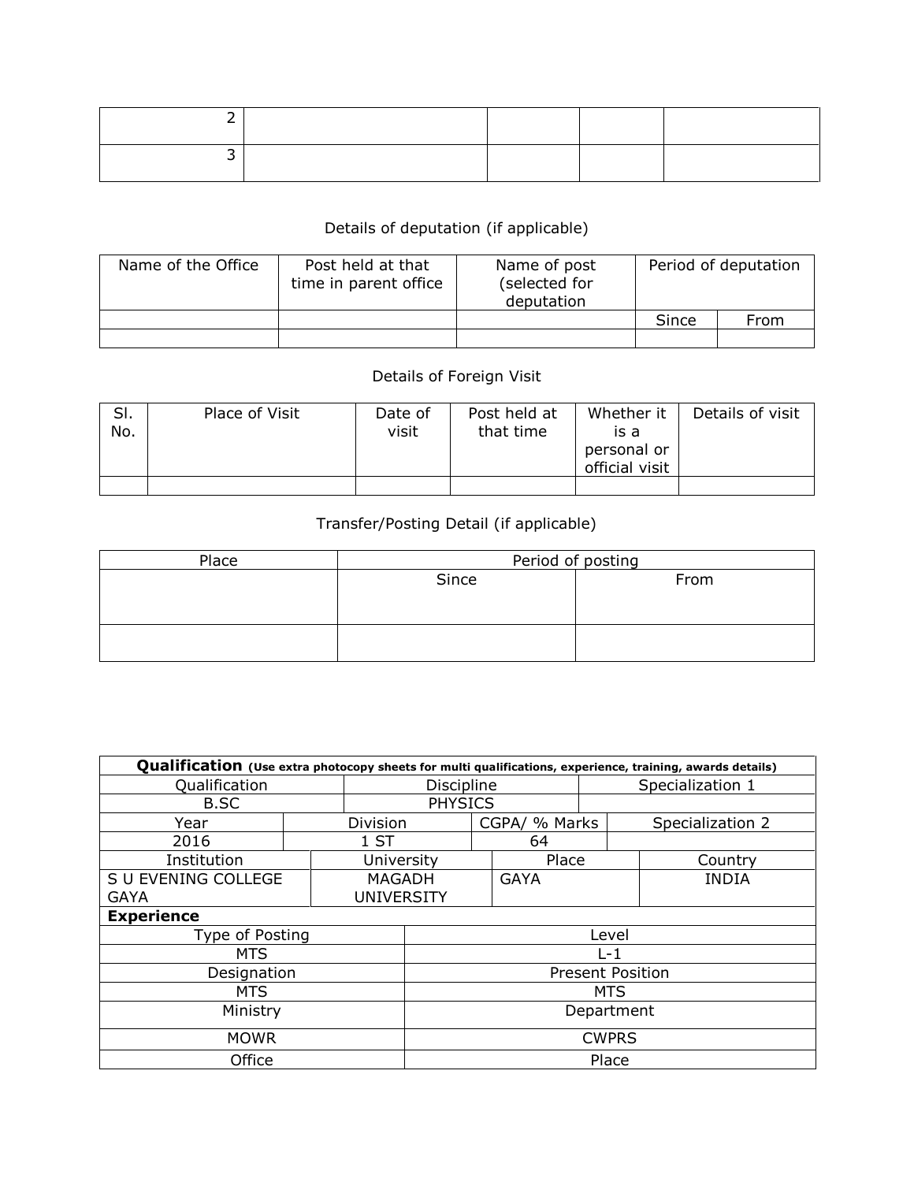| | | | | |
|---|---|---|---|---|
| 2 | | | | |
| 3 | | | | |

Details of deputation (if applicable)

| Name of the Office | Post held at that time in parent office | Name of post (selected for deputation | Period of deputation | |
|---|---|---|---|---|
| | | | Since | From |
| | | | | |

Details of Foreign Visit

| Sl. No. | Place of Visit | Date of visit | Post held at that time | Whether it is a personal or official visit | Details of visit |
|---|---|---|---|---|---|
| | | | | | |

Transfer/Posting Detail (if applicable)

| Place | Period of posting | |
|---|---|---|
| | Since | From |
| | | |

| **Qualification** **(Use extra photocopy sheets for multi qualifications, experience, training, awards details)** | | | |
|---|---|---|---|
| Qualification | Discipline | Specialization 1 | |
| B.SC | PHYSICS | | |
| Year | Division | CGPA/ % Marks | Specialization 2 |
| 2016 | 1 ST | 64 | |
| Institution | University | Place | Country |
| S U EVENING COLLEGE GAYA | MAGADH UNIVERSITY | GAYA | INDIA |

| **Experience** | |
|---|---|
| Type of Posting | Level |
| MTS | L-1 |
| Designation | Present Position |
| MTS | MTS |
| Ministry | Department |
| MOWR | CWPRS |
| Office | Place |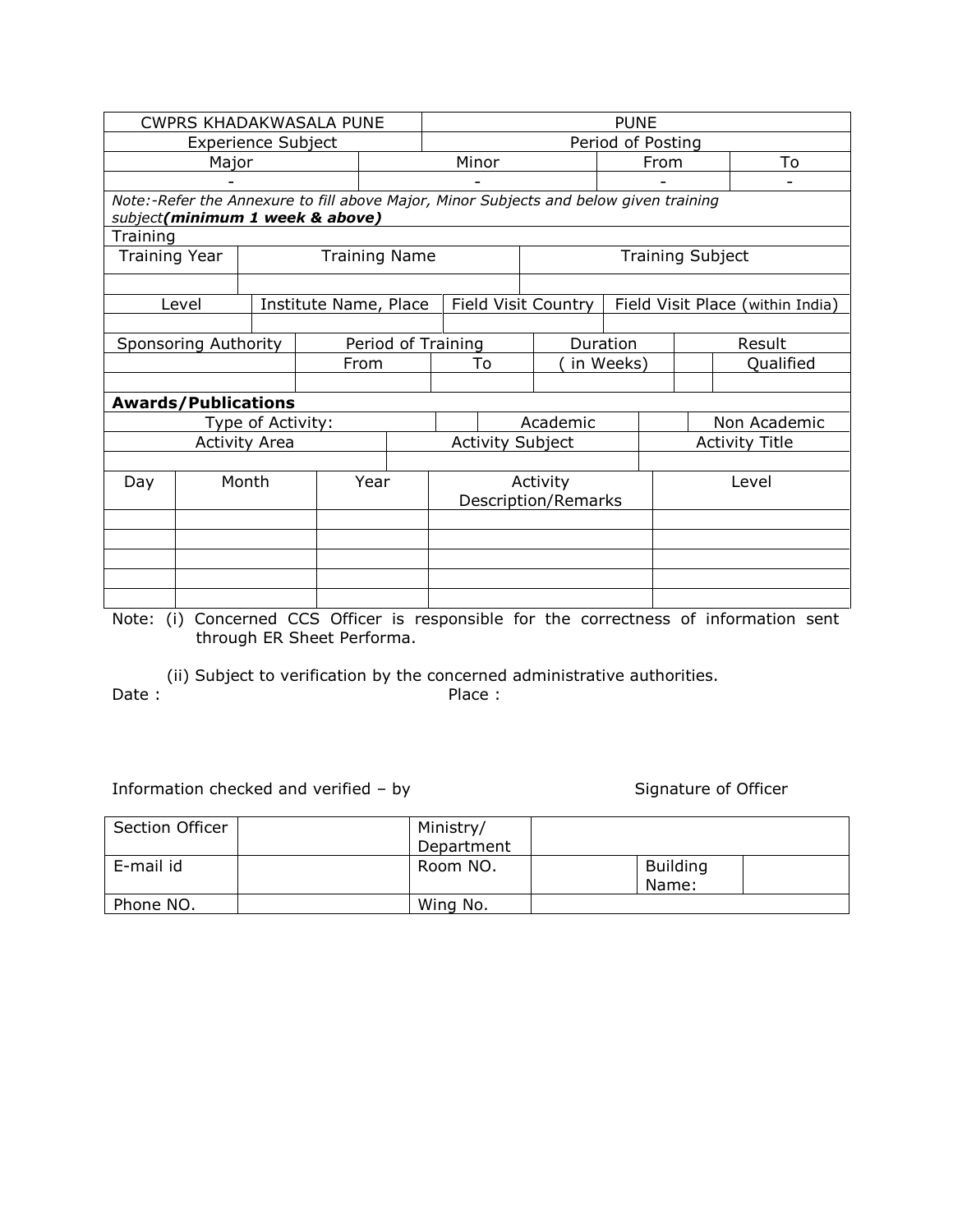| CWPRS KHADAKWASALA PUNE | | PUNE | |
|---|---|---|---|
| Experience Subject | | Period of Posting | |
| Major | Minor | From | To |
| - | - | - | - |

*Note:-Refer the Annexure to fill above Major, Minor Subjects and below given training subject**(minimum 1 week & above)***

Training

| Training Year | Training Name | Training Subject |
|---|---|---|
| | | |

| Level | Institute Name, Place | Field Visit Country | Field Visit Place (within India) |
|---|---|---|---|
| | | | |

| Sponsoring Authority | Period of Training | | Duration | Result | |
|---|---|---|---|---|---|
| | From | To | ( in Weeks) | | Qualified |
| | | | | | |

**Awards/Publications**

| Type of Activity: | | Academic | | Non Academic |
|---|---|---|---|---|
| Activity Area | | Activity Subject | | Activity Title |
| | | | | |

| Day | Month | Year | Activity Description/Remarks | Level |
|---|---|---|---|---|
| | | | | |
| | | | | |
| | | | | |
| | | | | |
| | | | | |

Note: (i) Concerned CCS Officer is responsible for the correctness of information sent through ER Sheet Performa.

(ii) Subject to verification by the concerned administrative authorities.

Date : Place :

Information checked and verified – by Signature of Officer

| | | | | | |
|---|---|---|---|---|---|
| Section Officer | | Ministry/ Department | | | |
| E-mail id | | Room NO. | | Building Name: | |
| Phone NO. | | Wing No. | | | |